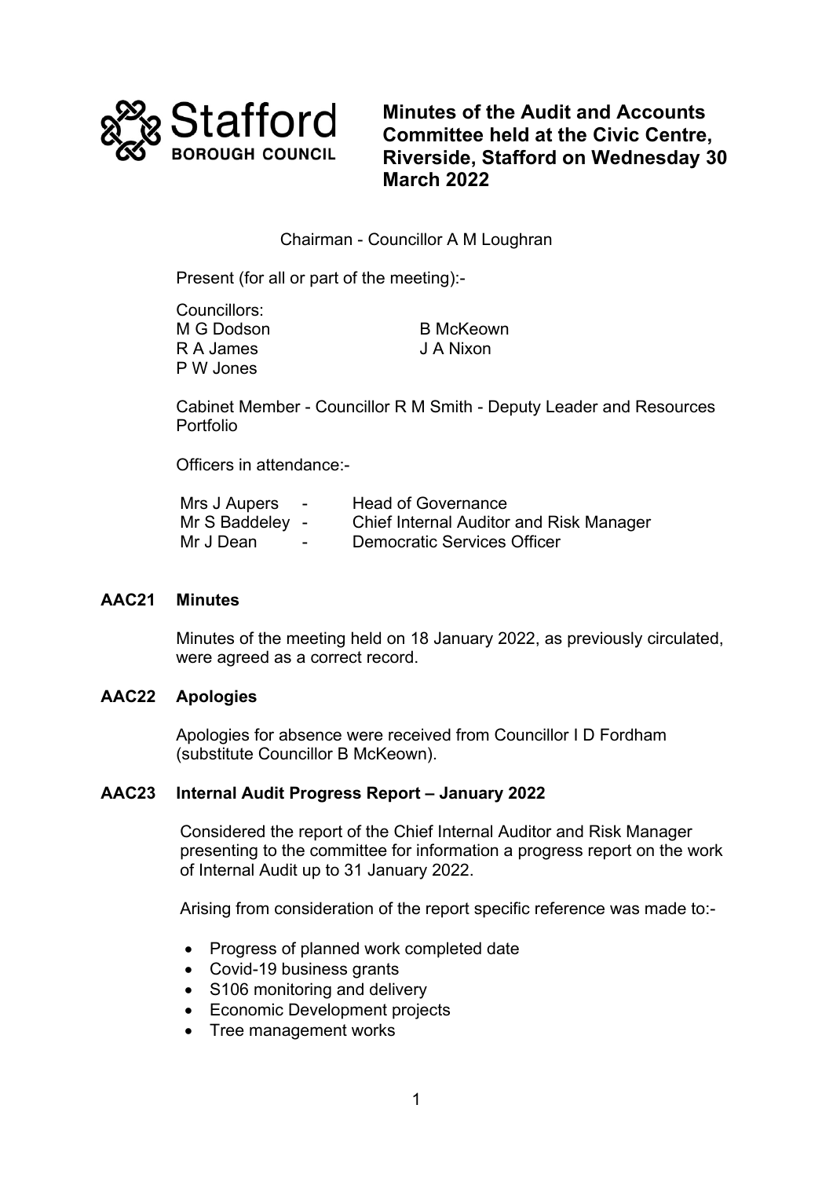Stafford BOROUGH COUNCIL

# Minutes of the Audit and Accounts Committee held at the Civic Centre, Riverside, Stafford on Wednesday 30 March 2022

Chairman - Councillor A M Loughran

Present (for all or part of the meeting):-

Councillors:

| | |
|---|---|
| M G Dodson | B McKeown |
| R A James | J A Nixon |
| P W Jones | |

Cabinet Member - Councillor R M Smith - Deputy Leader and Resources Portfolio

Officers in attendance:-

| | | |
|---|---|---|
| Mrs J Aupers | - | Head of Governance |
| Mr S Baddeley | - | Chief Internal Auditor and Risk Manager |
| Mr J Dean | - | Democratic Services Officer |

## AAC21 Minutes

Minutes of the meeting held on 18 January 2022, as previously circulated, were agreed as a correct record.

## AAC22 Apologies

Apologies for absence were received from Councillor I D Fordham (substitute Councillor B McKeown).

## AAC23 Internal Audit Progress Report – January 2022

Considered the report of the Chief Internal Auditor and Risk Manager presenting to the committee for information a progress report on the work of Internal Audit up to 31 January 2022.

Arising from consideration of the report specific reference was made to:-

- Progress of planned work completed date
- Covid-19 business grants
- S106 monitoring and delivery
- Economic Development projects
- Tree management works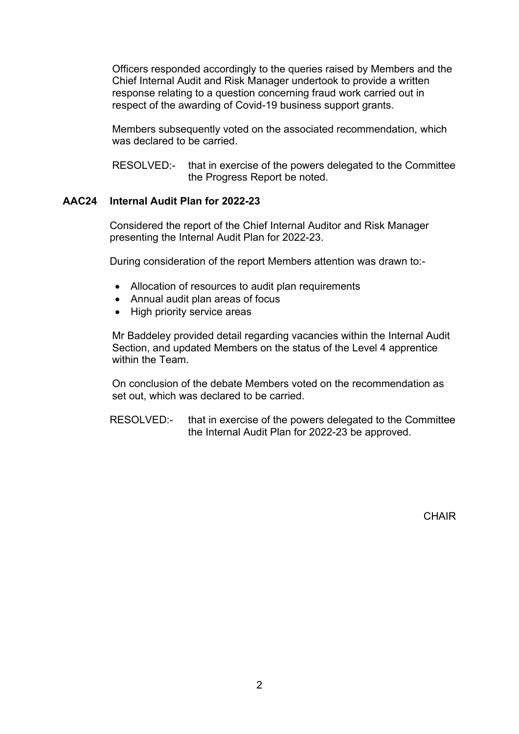Officers responded accordingly to the queries raised by Members and the Chief Internal Audit and Risk Manager undertook to provide a written response relating to a question concerning fraud work carried out in respect of the awarding of Covid-19 business support grants.

Members subsequently voted on the associated recommendation, which was declared to be carried.

RESOLVED:- that in exercise of the powers delegated to the Committee the Progress Report be noted.

**AAC24 Internal Audit Plan for 2022-23**

Considered the report of the Chief Internal Auditor and Risk Manager presenting the Internal Audit Plan for 2022-23.

During consideration of the report Members attention was drawn to:-

- Allocation of resources to audit plan requirements
- Annual audit plan areas of focus
- High priority service areas

Mr Baddeley provided detail regarding vacancies within the Internal Audit Section, and updated Members on the status of the Level 4 apprentice within the Team.

On conclusion of the debate Members voted on the recommendation as set out, which was declared to be carried.

RESOLVED:- that in exercise of the powers delegated to the Committee the Internal Audit Plan for 2022-23 be approved.

CHAIR